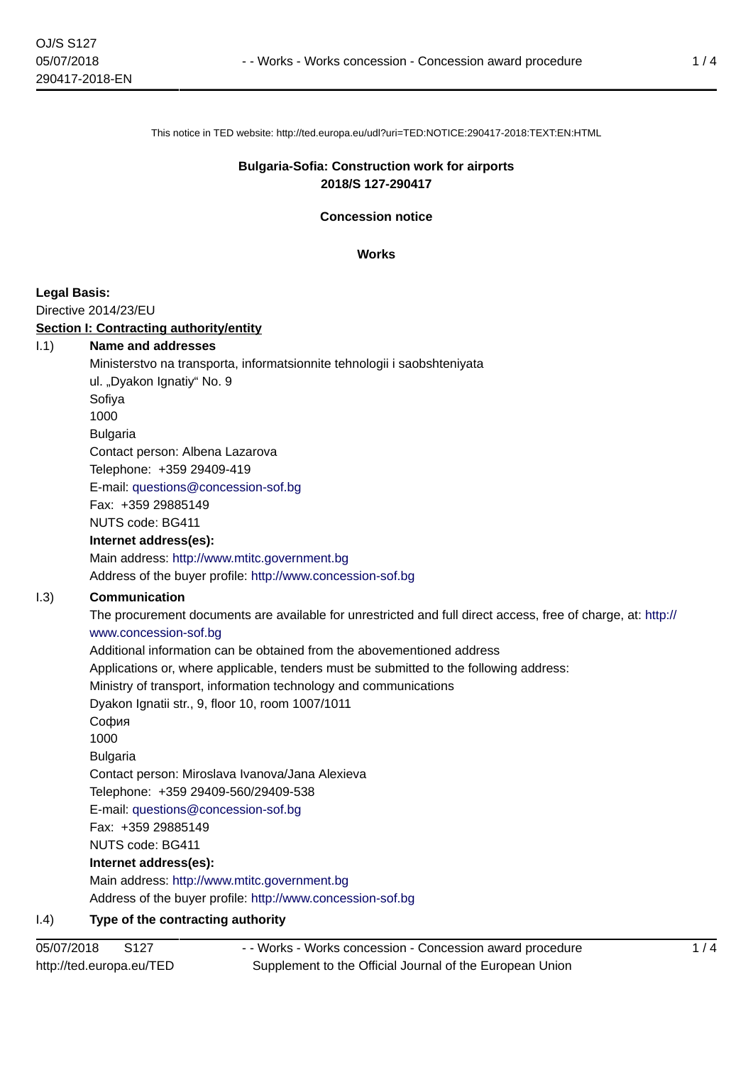This notice in TED website: http://ted.europa.eu/udl?uri=TED:NOTICE:290417-2018:TEXT:EN:HTML

**Bulgaria-Sofia: Construction work for airports**
**2018/S 127-290417**

**Concession notice**

**Works**

**Legal Basis:**
Directive 2014/23/EU

**Section I: Contracting authority/entity**

I.1) **Name and addresses**

Ministerstvo na transporta, informatsionnite tehnologii i saobshteniyata
ul. „Dyakon Ignatiy" No. 9
Sofiya
1000
Bulgaria
Contact person: Albena Lazarova
Telephone: +359 29409-419
E-mail: questions@concession-sof.bg
Fax: +359 29885149
NUTS code: BG411
**Internet address(es):**
Main address: http://www.mtitc.government.bg
Address of the buyer profile: http://www.concession-sof.bg

I.3) **Communication**

The procurement documents are available for unrestricted and full direct access, free of charge, at: http://www.concession-sof.bg
Additional information can be obtained from the abovementioned address
Applications or, where applicable, tenders must be submitted to the following address:
Ministry of transport, information technology and communications
Dyakon Ignatii str., 9, floor 10, room 1007/1011
София
1000
Bulgaria
Contact person: Miroslava Ivanova/Jana Alexieva
Telephone: +359 29409-560/29409-538
E-mail: questions@concession-sof.bg
Fax: +359 29885149
NUTS code: BG411
**Internet address(es):**
Main address: http://www.mtitc.government.bg
Address of the buyer profile: http://www.concession-sof.bg

I.4) **Type of the contracting authority**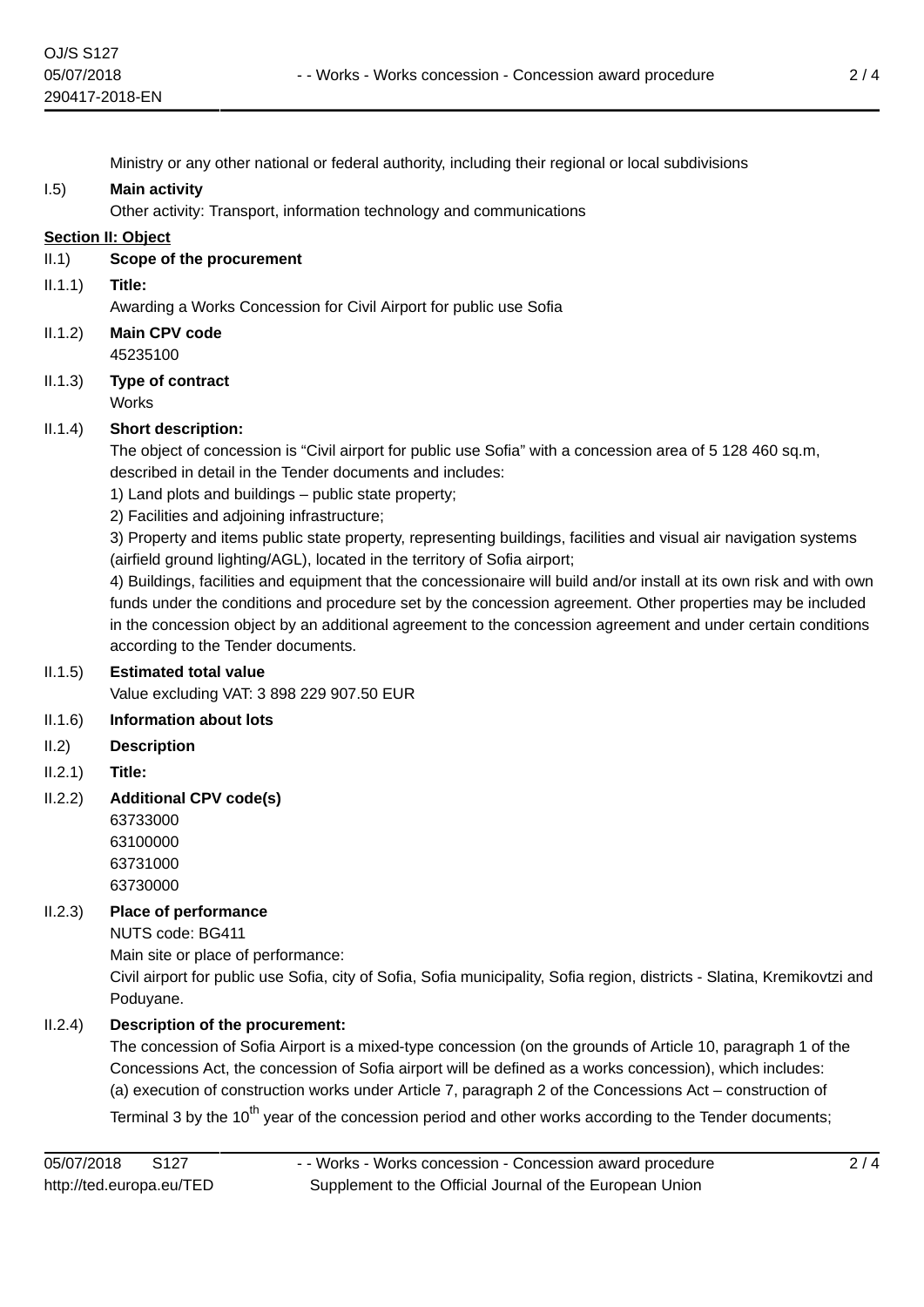Ministry or any other national or federal authority, including their regional or local subdivisions

I.5) **Main activity**

Other activity: Transport, information technology and communications

**Section II: Object**

II.1) **Scope of the procurement**

II.1.1) **Title:**

Awarding a Works Concession for Civil Airport for public use Sofia

II.1.2) **Main CPV code**

45235100

II.1.3) **Type of contract**

Works

II.1.4) **Short description:**

The object of concession is “Civil airport for public use Sofia” with a concession area of 5 128 460 sq.m, described in detail in the Tender documents and includes:

1) Land plots and buildings – public state property;

2) Facilities and adjoining infrastructure;

3) Property and items public state property, representing buildings, facilities and visual air navigation systems (airfield ground lighting/AGL), located in the territory of Sofia airport;

4) Buildings, facilities and equipment that the concessionaire will build and/or install at its own risk and with own funds under the conditions and procedure set by the concession agreement. Other properties may be included in the concession object by an additional agreement to the concession agreement and under certain conditions according to the Tender documents.

II.1.5) **Estimated total value**

Value excluding VAT: 3 898 229 907.50 EUR

II.1.6) **Information about lots**

II.2) **Description**

II.2.1) **Title:**

II.2.2) **Additional CPV code(s)**

63733000
63100000
63731000
63730000

II.2.3) **Place of performance**

NUTS code: BG411

Main site or place of performance:

Civil airport for public use Sofia, city of Sofia, Sofia municipality, Sofia region, districts - Slatina, Kremikovtzi and Poduyane.

II.2.4) **Description of the procurement:**

The concession of Sofia Airport is a mixed-type concession (on the grounds of Article 10, paragraph 1 of the Concessions Act, the concession of Sofia airport will be defined as a works concession), which includes:

(a) execution of construction works under Article 7, paragraph 2 of the Concessions Act – construction of Terminal 3 by the 10th year of the concession period and other works according to the Tender documents;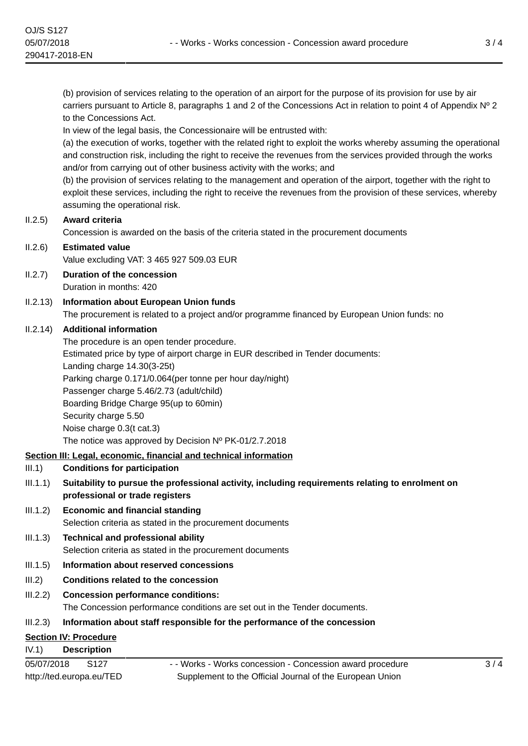(b) provision of services relating to the operation of an airport for the purpose of its provision for use by air carriers pursuant to Article 8, paragraphs 1 and 2 of the Concessions Act in relation to point 4 of Appendix Nº 2 to the Concessions Act.

In view of the legal basis, the Concessionaire will be entrusted with:

(a) the execution of works, together with the related right to exploit the works whereby assuming the operational and construction risk, including the right to receive the revenues from the services provided through the works and/or from carrying out of other business activity with the works; and

(b) the provision of services relating to the management and operation of the airport, together with the right to exploit these services, including the right to receive the revenues from the provision of these services, whereby assuming the operational risk.

II.2.5) **Award criteria**

Concession is awarded on the basis of the criteria stated in the procurement documents

II.2.6) **Estimated value**

Value excluding VAT: 3 465 927 509.03 EUR

II.2.7) **Duration of the concession**

Duration in months: 420

II.2.13) **Information about European Union funds**

The procurement is related to a project and/or programme financed by European Union funds: no

II.2.14) **Additional information**

The procedure is an open tender procedure.

Estimated price by type of airport charge in EUR described in Tender documents:

Landing charge 14.30(3-25t)

Parking charge 0.171/0.064(per tonne per hour day/night)

Passenger charge 5.46/2.73 (adult/child)

Boarding Bridge Charge 95(up to 60min)

Security charge 5.50

Noise charge 0.3(t cat.3)

The notice was approved by Decision Nº PK-01/2.7.2018

## Section III: Legal, economic, financial and technical information

III.1) **Conditions for participation**

III.1.1) **Suitability to pursue the professional activity, including requirements relating to enrolment on professional or trade registers**

III.1.2) **Economic and financial standing**

Selection criteria as stated in the procurement documents

III.1.3) **Technical and professional ability**

Selection criteria as stated in the procurement documents

III.1.5) **Information about reserved concessions**

III.2) **Conditions related to the concession**

III.2.2) **Concession performance conditions:**

The Concession performance conditions are set out in the Tender documents.

III.2.3) **Information about staff responsible for the performance of the concession**

## Section IV: Procedure

IV.1) **Description**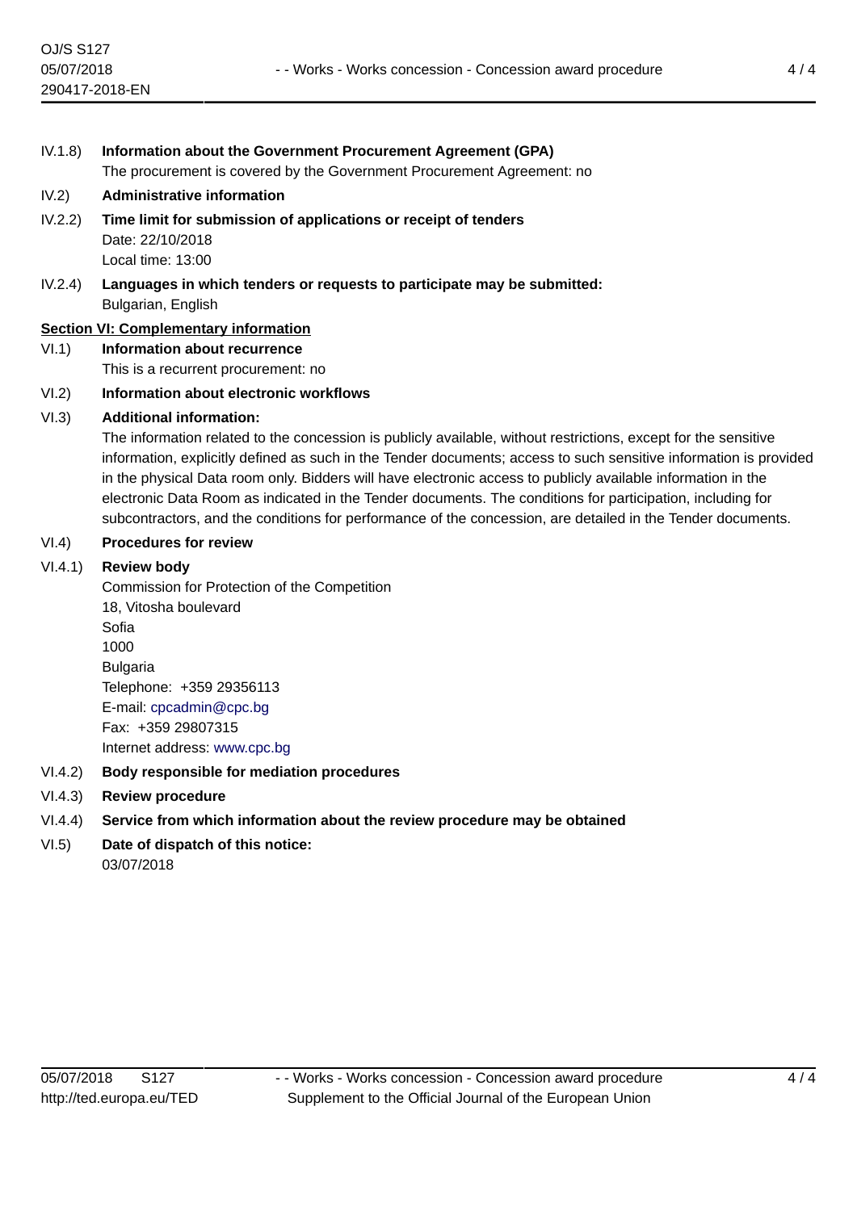IV.1.8) **Information about the Government Procurement Agreement (GPA)**
The procurement is covered by the Government Procurement Agreement: no

IV.2) **Administrative information**

IV.2.2) **Time limit for submission of applications or receipt of tenders**
Date: 22/10/2018
Local time: 13:00

IV.2.4) **Languages in which tenders or requests to participate may be submitted:**
Bulgarian, English

## Section VI: Complementary information

VI.1) **Information about recurrence**
This is a recurrent procurement: no

VI.2) **Information about electronic workflows**

VI.3) **Additional information:**
The information related to the concession is publicly available, without restrictions, except for the sensitive information, explicitly defined as such in the Tender documents; access to such sensitive information is provided in the physical Data room only. Bidders will have electronic access to publicly available information in the electronic Data Room as indicated in the Tender documents. The conditions for participation, including for subcontractors, and the conditions for performance of the concession, are detailed in the Tender documents.

VI.4) **Procedures for review**

VI.4.1) **Review body**
Commission for Protection of the Competition
18, Vitosha boulevard
Sofia
1000
Bulgaria
Telephone: +359 29356113
E-mail: cpcadmin@cpc.bg
Fax: +359 29807315
Internet address: www.cpc.bg

VI.4.2) **Body responsible for mediation procedures**

VI.4.3) **Review procedure**

VI.4.4) **Service from which information about the review procedure may be obtained**

VI.5) **Date of dispatch of this notice:**
03/07/2018